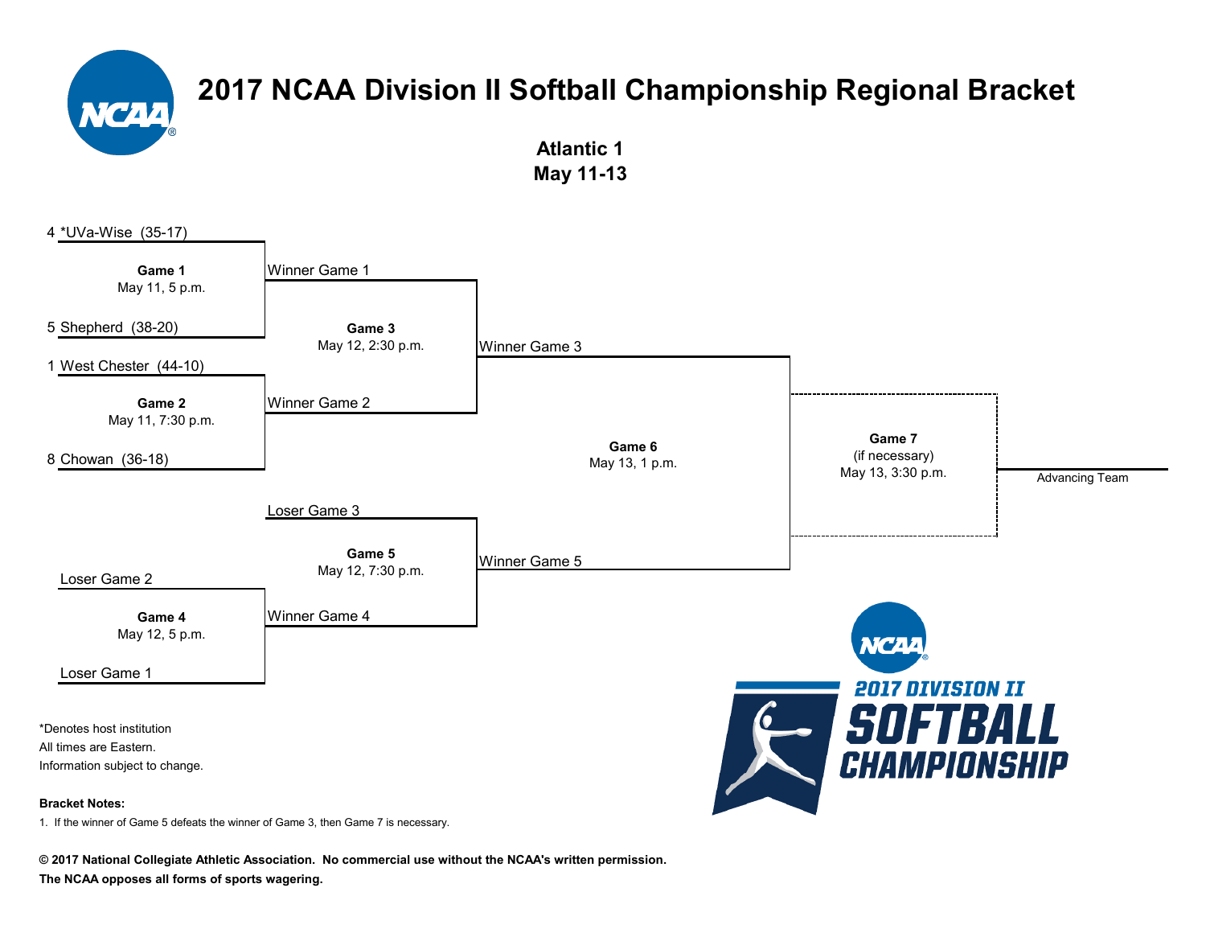# 2017 NCAA Division II Softball Championship Regional Bracket

## Atlantic 1
## May 11-13

4 *UVa-Wise (35-17)

**Game 1**
May 11, 5 p.m.

5 Shepherd (38-20)

1 West Chester (44-10)

**Game 2**
May 11, 7:30 p.m.

8 Chowan (36-18)

Winner Game 1

**Game 3**
May 12, 2:30 p.m.

Winner Game 2

Winner Game 3

**Game 6**
May 13, 1 p.m.

**Game 7**
(if necessary)
May 13, 3:30 p.m.

Advancing Team

Loser Game 3

**Game 5**
May 12, 7:30 p.m.

Winner Game 5

Loser Game 2

**Game 4**
May 12, 5 p.m.

Winner Game 4

Loser Game 1

*Denotes host institution
All times are Eastern.
Information subject to change.

**Bracket Notes:**

1. If the winner of Game 5 defeats the winner of Game 3, then Game 7 is necessary.

**© 2017 National Collegiate Athletic Association. No commercial use without the NCAA's written permission.**
**The NCAA opposes all forms of sports wagering.**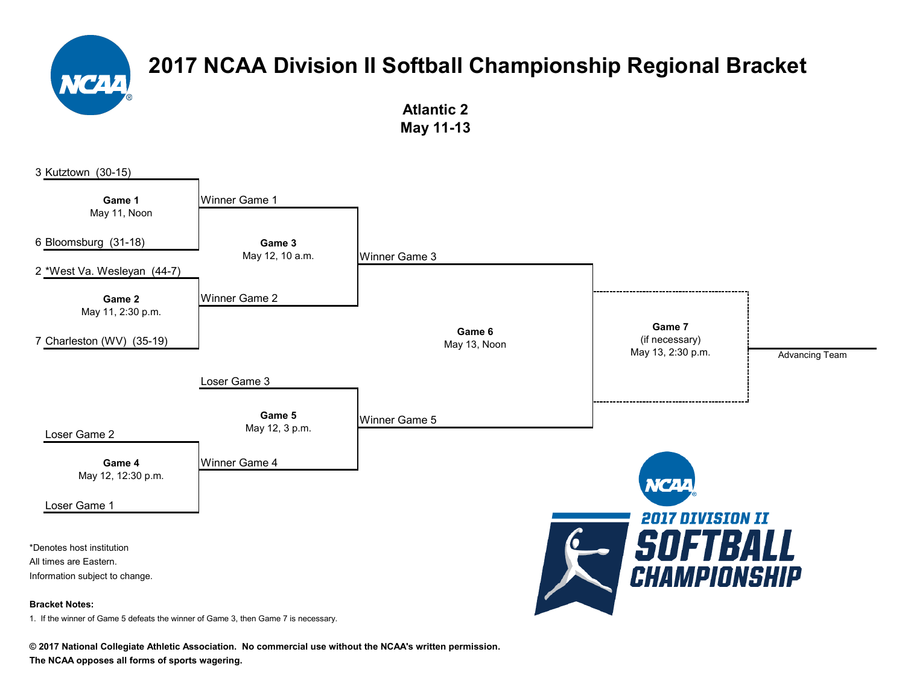# 2017 NCAA Division II Softball Championship Regional Bracket

**Atlantic 2**
**May 11-13**

3 Kutztown (30-15)

**Game 1**
May 11, Noon

6 Bloomsburg (31-18)

2 *West Va. Wesleyan (44-7)

**Game 2**
May 11, 2:30 p.m.

7 Charleston (WV) (35-19)

Winner Game 1

**Game 3**
May 12, 10 a.m.

Winner Game 2

Winner Game 3

**Game 6**
May 13, Noon

**Game 7**
(if necessary)
May 13, 2:30 p.m.

Advancing Team

Loser Game 3

**Game 5**
May 12, 3 p.m.

Winner Game 5

Loser Game 2

**Game 4**
May 12, 12:30 p.m.

Winner Game 4

Loser Game 1

*Denotes host institution
All times are Eastern.
Information subject to change.

**Bracket Notes:**

1. If the winner of Game 5 defeats the winner of Game 3, then Game 7 is necessary.

**© 2017 National Collegiate Athletic Association. No commercial use without the NCAA's written permission.**
**The NCAA opposes all forms of sports wagering.**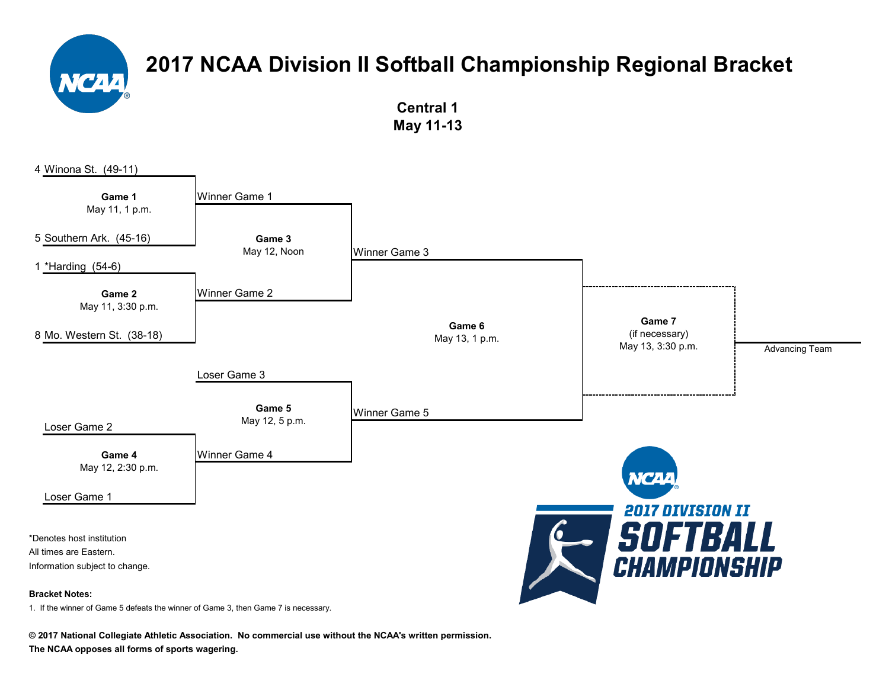# 2017 NCAA Division II Softball Championship Regional Bracket

**Central 1**
**May 11-13**

4 Winona St. (49-11)

**Game 1**
May 11, 1 p.m.

5 Southern Ark. (45-16)

1 *Harding (54-6)

**Game 2**
May 11, 3:30 p.m.

8 Mo. Western St. (38-18)

Winner Game 1

**Game 3**
May 12, Noon

Winner Game 2

Winner Game 3

**Game 6**
May 13, 1 p.m.

Winner Game 5

**Game 7**
(if necessary)
May 13, 3:30 p.m.

Advancing Team

Loser Game 3

**Game 5**
May 12, 5 p.m.

Winner Game 4

Loser Game 2

**Game 4**
May 12, 2:30 p.m.

Loser Game 1

*Denotes host institution
All times are Eastern.
Information subject to change.

**Bracket Notes:**

1. If the winner of Game 5 defeats the winner of Game 3, then Game 7 is necessary.

**© 2017 National Collegiate Athletic Association. No commercial use without the NCAA's written permission.**
**The NCAA opposes all forms of sports wagering.**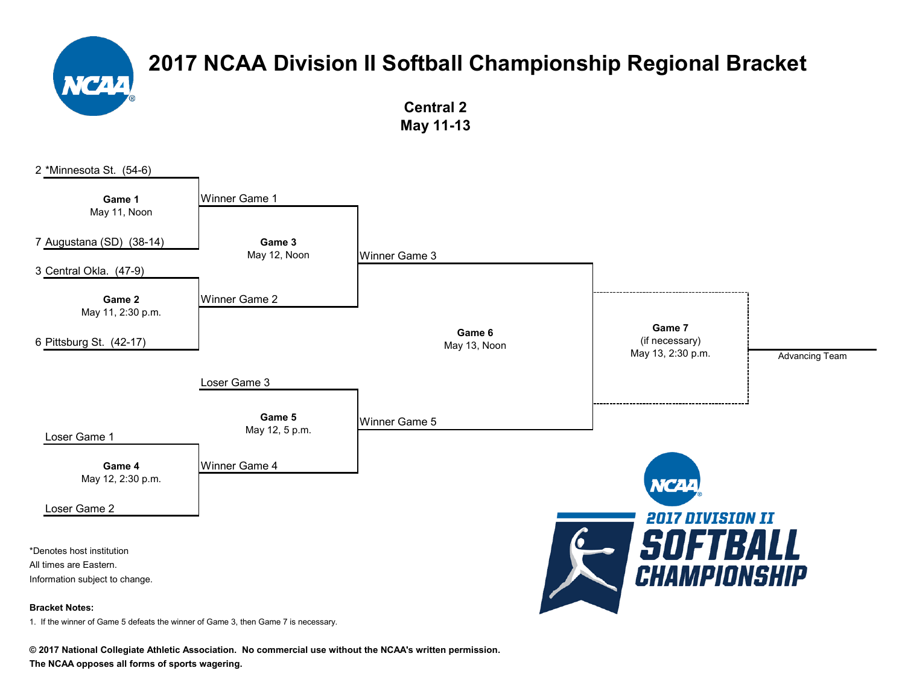# 2017 NCAA Division II Softball Championship Regional Bracket

**Central 2**
**May 11-13**

2 *Minnesota St. (54-6)

**Game 1**
May 11, Noon

7 Augustana (SD) (38-14)

3 Central Okla. (47-9)

**Game 2**
May 11, 2:30 p.m.

6 Pittsburg St. (42-17)

Winner Game 1

**Game 3**
May 12, Noon

Winner Game 2

Winner Game 3

**Game 6**
May 13, Noon

**Game 7**
(if necessary)
May 13, 2:30 p.m.

Advancing Team

Loser Game 3

**Game 5**
May 12, 5 p.m.

Winner Game 5

Loser Game 1

**Game 4**
May 12, 2:30 p.m.

Winner Game 4

Loser Game 2

2017 DIVISION II SOFTBALL CHAMPIONSHIP

*Denotes host institution
All times are Eastern.
Information subject to change.

**Bracket Notes:**

1. If the winner of Game 5 defeats the winner of Game 3, then Game 7 is necessary.

**© 2017 National Collegiate Athletic Association. No commercial use without the NCAA's written permission.**
**The NCAA opposes all forms of sports wagering.**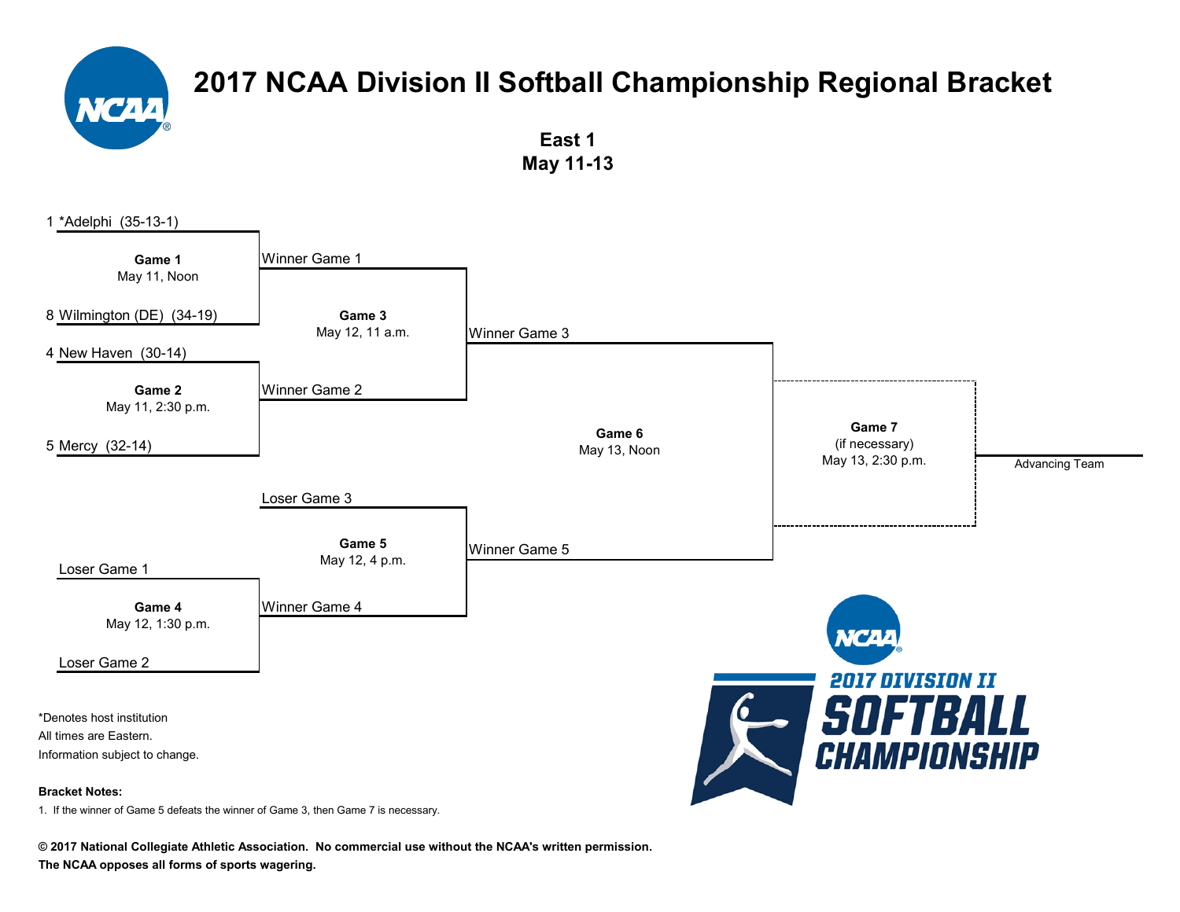# 2017 NCAA Division II Softball Championship Regional Bracket

**East 1**
**May 11-13**

1 *Adelphi (35-13-1)

**Game 1**
May 11, Noon

8 Wilmington (DE) (34-19)

4 New Haven (30-14)

**Game 2**
May 11, 2:30 p.m.

5 Mercy (32-14)

Winner Game 1

**Game 3**
May 12, 11 a.m.

Winner Game 2

Winner Game 3

**Game 6**
May 13, Noon

Winner Game 5

**Game 7**
(if necessary)
May 13, 2:30 p.m.

Advancing Team

Loser Game 3

**Game 5**
May 12, 4 p.m.

Winner Game 4

Loser Game 1

**Game 4**
May 12, 1:30 p.m.

Loser Game 2

*Denotes host institution
All times are Eastern.
Information subject to change.

**Bracket Notes:**

1. If the winner of Game 5 defeats the winner of Game 3, then Game 7 is necessary.

**© 2017 National Collegiate Athletic Association. No commercial use without the NCAA's written permission.**
**The NCAA opposes all forms of sports wagering.**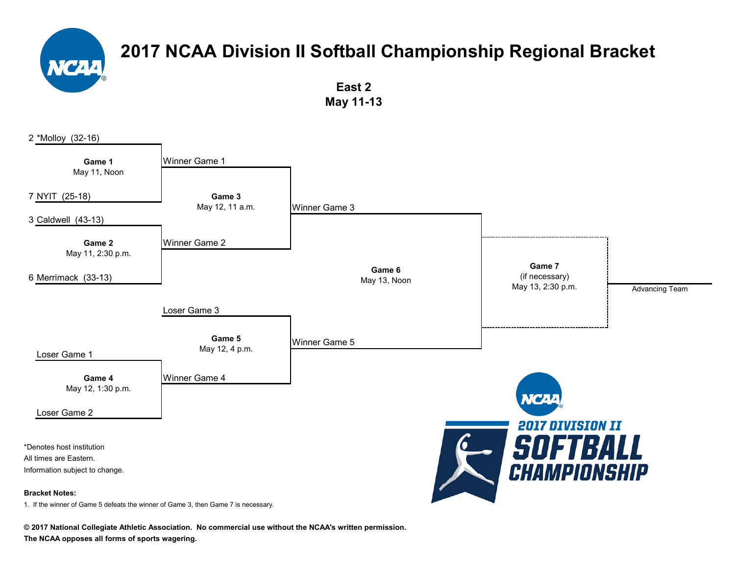# 2017 NCAA Division II Softball Championship Regional Bracket

**East 2**
**May 11-13**

2 *Molloy (32-16)

**Game 1**
May 11, Noon

7 NYIT (25-18)

3 Caldwell (43-13)

**Game 2**
May 11, 2:30 p.m.

6 Merrimack (33-13)

Winner Game 1

**Game 3**
May 12, 11 a.m.

Winner Game 2

Winner Game 3

**Game 6**
May 13, Noon

Winner Game 5

**Game 7**
(if necessary)
May 13, 2:30 p.m.

Advancing Team

Loser Game 3

**Game 5**
May 12, 4 p.m.

Winner Game 4

Loser Game 1

**Game 4**
May 12, 1:30 p.m.

Loser Game 2

*Denotes host institution
All times are Eastern.
Information subject to change.

**Bracket Notes:**

1. If the winner of Game 5 defeats the winner of Game 3, then Game 7 is necessary.

**© 2017 National Collegiate Athletic Association. No commercial use without the NCAA's written permission.**
**The NCAA opposes all forms of sports wagering.**

2017 DIVISION II SOFTBALL CHAMPIONSHIP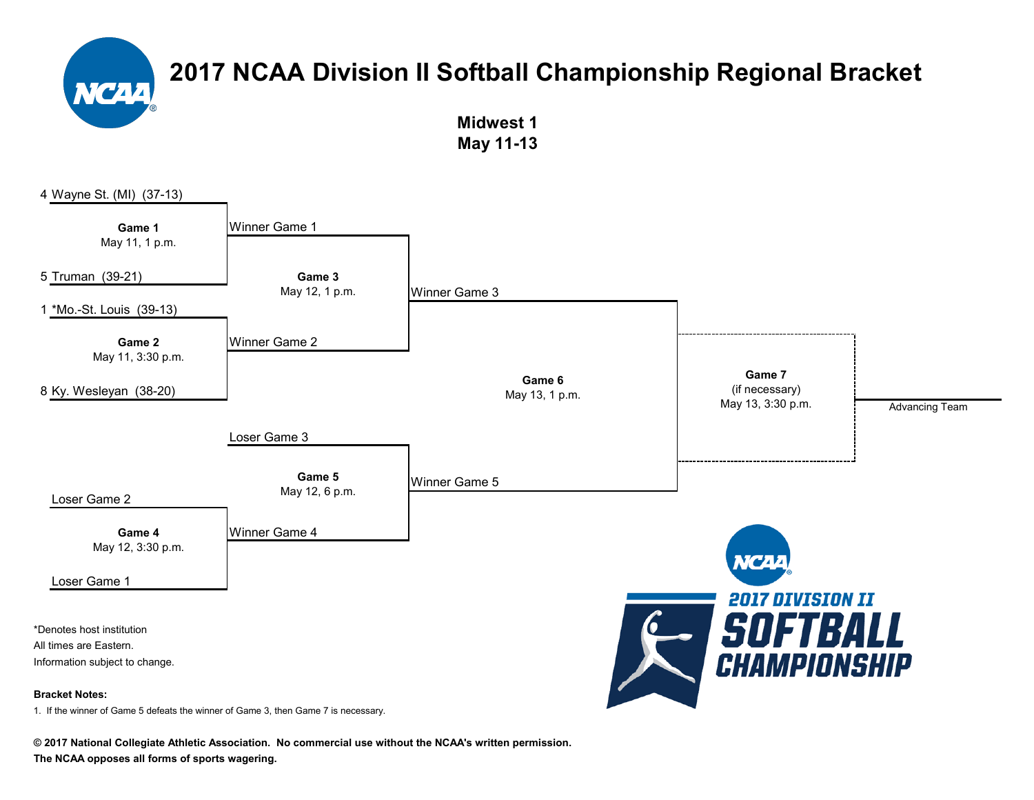# 2017 NCAA Division II Softball Championship Regional Bracket

**Midwest 1**
**May 11-13**

4 Wayne St. (MI) (37-13)

**Game 1**
May 11, 1 p.m.

5 Truman (39-21)

1 *Mo.-St. Louis (39-13)

**Game 2**
May 11, 3:30 p.m.

8 Ky. Wesleyan (38-20)

Winner Game 1

**Game 3**
May 12, 1 p.m.

Winner Game 2

Winner Game 3

**Game 6**
May 13, 1 p.m.

Winner Game 5

**Game 7**
(if necessary)
May 13, 3:30 p.m.

Advancing Team

Loser Game 3

**Game 5**
May 12, 6 p.m.

Winner Game 4

Loser Game 2

**Game 4**
May 12, 3:30 p.m.

Loser Game 1

*Denotes host institution
All times are Eastern.
Information subject to change.

**Bracket Notes:**

1. If the winner of Game 5 defeats the winner of Game 3, then Game 7 is necessary.

2017 DIVISION II SOFTBALL CHAMPIONSHIP

**© 2017 National Collegiate Athletic Association. No commercial use without the NCAA's written permission.**
**The NCAA opposes all forms of sports wagering.**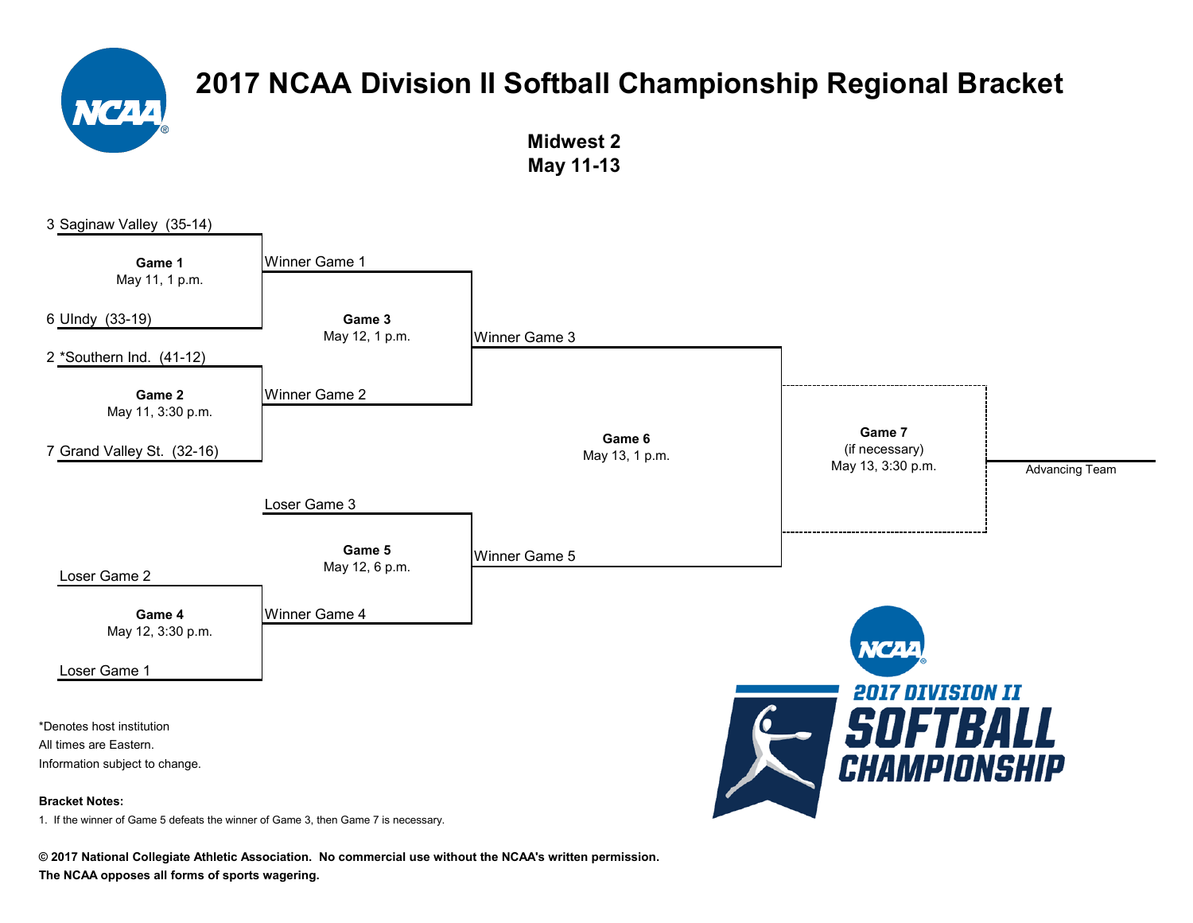# 2017 NCAA Division II Softball Championship Regional Bracket

**Midwest 2**
**May 11-13**

3 Saginaw Valley (35-14)

**Game 1**
May 11, 1 p.m.

6 UIndy (33-19)

2 *Southern Ind. (41-12)

**Game 2**
May 11, 3:30 p.m.

7 Grand Valley St. (32-16)

Winner Game 1

**Game 3**
May 12, 1 p.m.

Winner Game 2

Winner Game 3

**Game 6**
May 13, 1 p.m.

**Game 7**
(if necessary)
May 13, 3:30 p.m.

Advancing Team

Loser Game 3

**Game 5**
May 12, 6 p.m.

Winner Game 4

Winner Game 5

Loser Game 2

**Game 4**
May 12, 3:30 p.m.

Loser Game 1

*Denotes host institution
All times are Eastern.
Information subject to change.

**Bracket Notes:**

1. If the winner of Game 5 defeats the winner of Game 3, then Game 7 is necessary.

**© 2017 National Collegiate Athletic Association. No commercial use without the NCAA's written permission.**
**The NCAA opposes all forms of sports wagering.**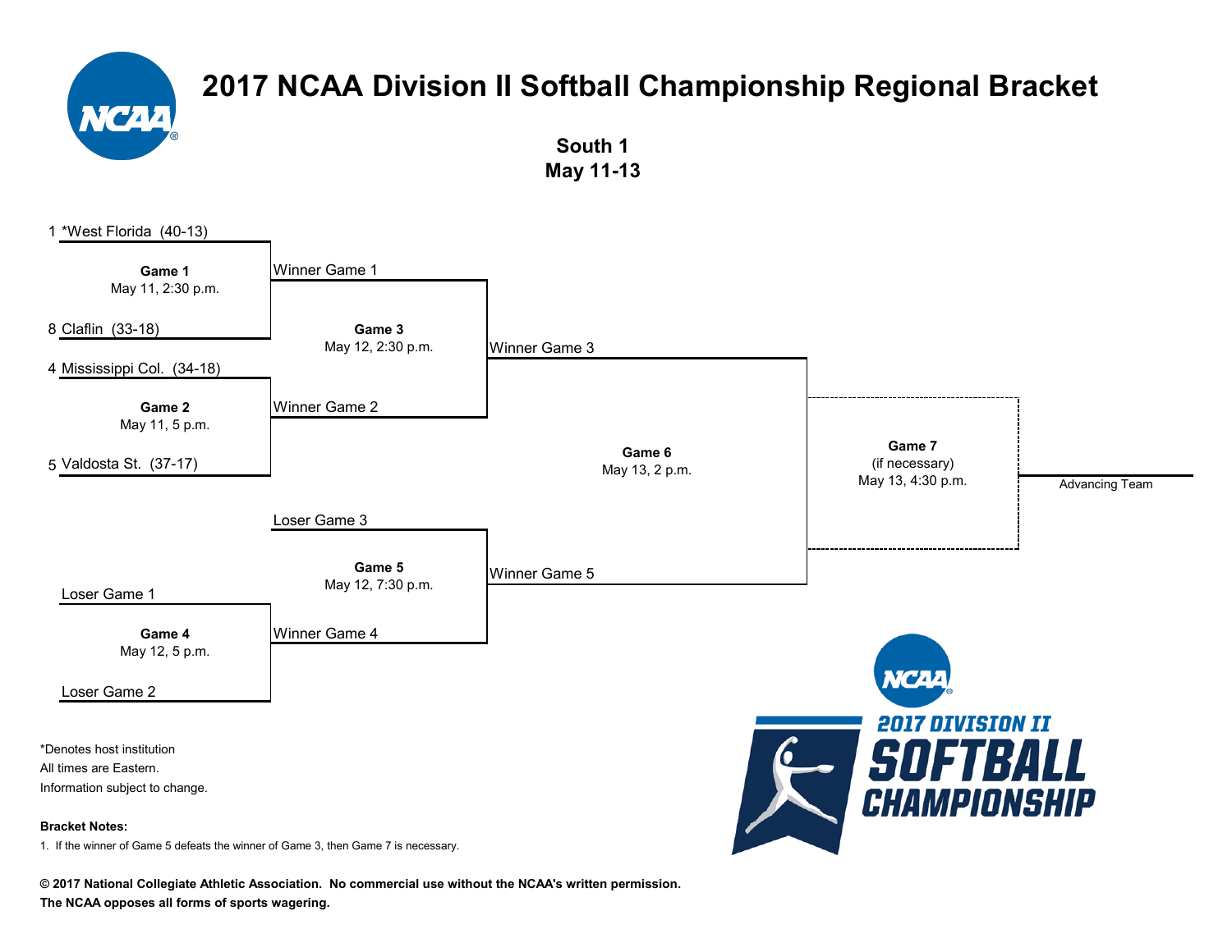# 2017 NCAA Division II Softball Championship Regional Bracket

**South 1**
**May 11-13**

1 *West Florida (40-13)

**Game 1**
May 11, 2:30 p.m.

8 Claflin (33-18)

4 Mississippi Col. (34-18)

**Game 2**
May 11, 5 p.m.

5 Valdosta St. (37-17)

Winner Game 1

**Game 3**
May 12, 2:30 p.m.

Winner Game 2

Winner Game 3

**Game 6**
May 13, 2 p.m.

Winner Game 5

**Game 7**
(if necessary)
May 13, 4:30 p.m.

Advancing Team

Loser Game 3

**Game 5**
May 12, 7:30 p.m.

Winner Game 4

Loser Game 1

**Game 4**
May 12, 5 p.m.

Loser Game 2

*Denotes host institution
All times are Eastern.
Information subject to change.

**Bracket Notes:**

1. If the winner of Game 5 defeats the winner of Game 3, then Game 7 is necessary.

2017 DIVISION II SOFTBALL CHAMPIONSHIP

**© 2017 National Collegiate Athletic Association. No commercial use without the NCAA's written permission.**
**The NCAA opposes all forms of sports wagering.**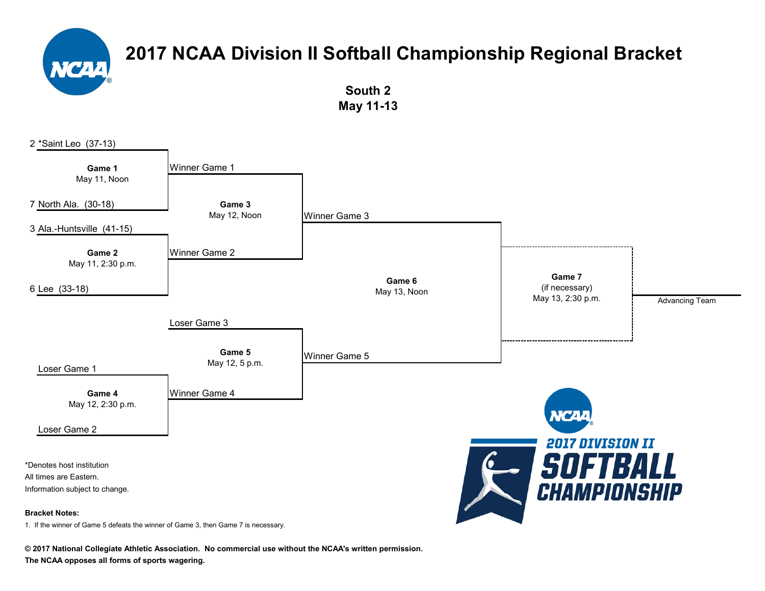# 2017 NCAA Division II Softball Championship Regional Bracket

**South 2**
**May 11-13**

2 *Saint Leo (37-13)

**Game 1**
May 11, Noon

7 North Ala. (30-18)

3 Ala.-Huntsville (41-15)

**Game 2**
May 11, 2:30 p.m.

6 Lee (33-18)

Winner Game 1

**Game 3**
May 12, Noon

Winner Game 2

Winner Game 3

**Game 6**
May 13, Noon

**Game 7**
(if necessary)
May 13, 2:30 p.m.

Advancing Team

Loser Game 3

**Game 5**
May 12, 5 p.m.

Winner Game 5

Loser Game 1

**Game 4**
May 12, 2:30 p.m.

Winner Game 4

Loser Game 2

2017 DIVISION II SOFTBALL CHAMPIONSHIP

*Denotes host institution
All times are Eastern.
Information subject to change.

**Bracket Notes:**

1. If the winner of Game 5 defeats the winner of Game 3, then Game 7 is necessary.

**© 2017 National Collegiate Athletic Association. No commercial use without the NCAA's written permission.**
**The NCAA opposes all forms of sports wagering.**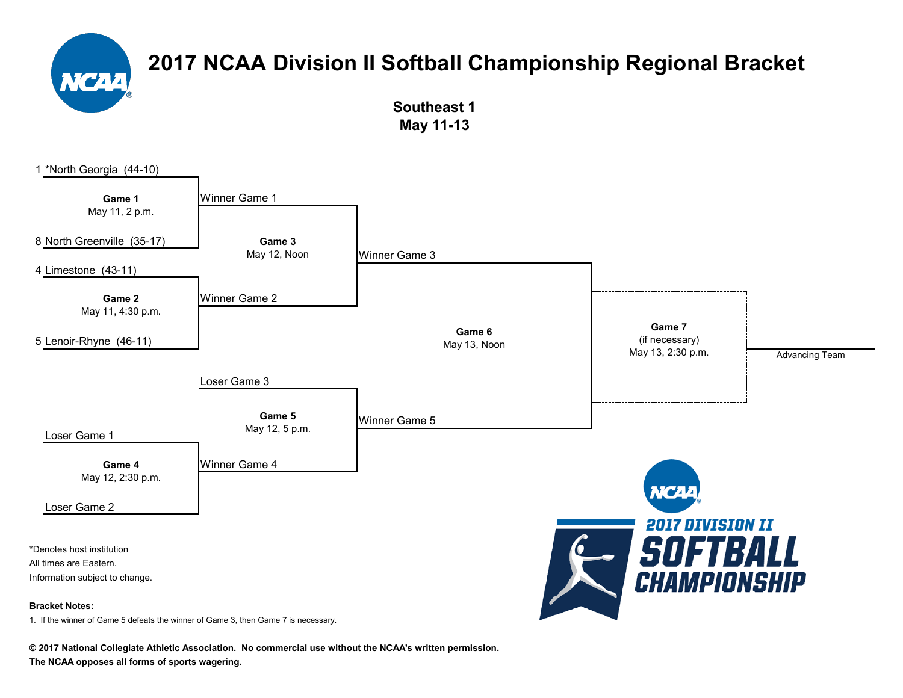# 2017 NCAA Division II Softball Championship Regional Bracket

**Southeast 1**
**May 11-13**

1 *North Georgia (44-10)

**Game 1**
May 11, 2 p.m.

8 North Greenville (35-17)

4 Limestone (43-11)

**Game 2**
May 11, 4:30 p.m.

5 Lenoir-Rhyne (46-11)

Winner Game 1

**Game 3**
May 12, Noon

Winner Game 2

Winner Game 3

**Game 6**
May 13, Noon

**Game 7**
(if necessary)
May 13, 2:30 p.m.

Advancing Team

Loser Game 3

**Game 5**
May 12, 5 p.m.

Winner Game 5

Loser Game 1

**Game 4**
May 12, 2:30 p.m.

Winner Game 4

Loser Game 2

*Denotes host institution
All times are Eastern.
Information subject to change.

**Bracket Notes:**

1. If the winner of Game 5 defeats the winner of Game 3, then Game 7 is necessary.

**© 2017 National Collegiate Athletic Association. No commercial use without the NCAA's written permission.**
**The NCAA opposes all forms of sports wagering.**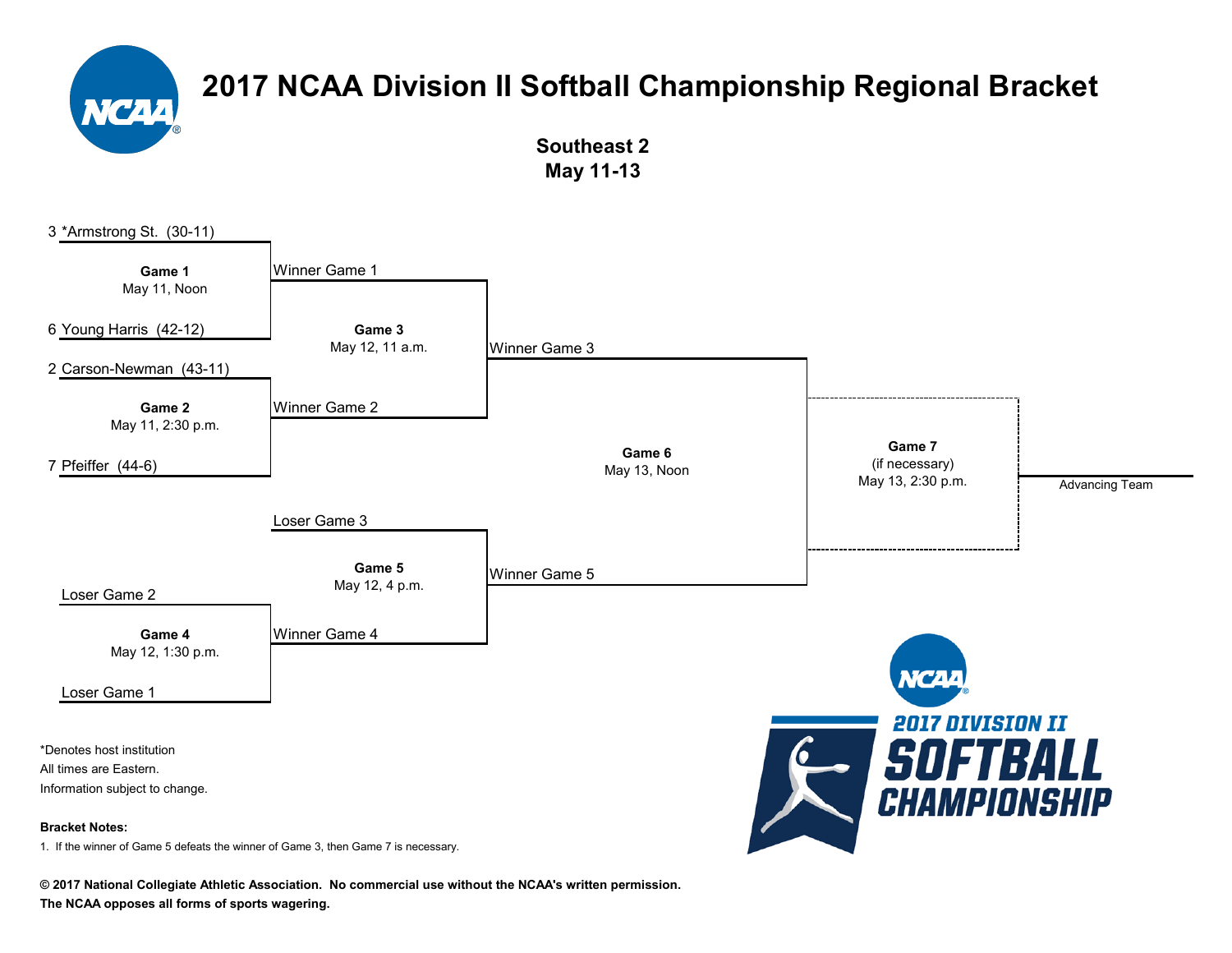# 2017 NCAA Division II Softball Championship Regional Bracket

**Southeast 2**
**May 11-13**

3 *Armstrong St. (30-11)

**Game 1**
May 11, Noon

6 Young Harris (42-12)

2 Carson-Newman (43-11)

**Game 2**
May 11, 2:30 p.m.

7 Pfeiffer (44-6)

Winner Game 1

**Game 3**
May 12, 11 a.m.

Winner Game 2

Winner Game 3

**Game 6**
May 13, Noon

**Game 7**
(if necessary)
May 13, 2:30 p.m.

Advancing Team

Loser Game 3

**Game 5**
May 12, 4 p.m.

Winner Game 4

Winner Game 5

Loser Game 2

**Game 4**
May 12, 1:30 p.m.

Loser Game 1

*Denotes host institution
All times are Eastern.
Information subject to change.

**Bracket Notes:**

1. If the winner of Game 5 defeats the winner of Game 3, then Game 7 is necessary.

**© 2017 National Collegiate Athletic Association. No commercial use without the NCAA's written permission.**
**The NCAA opposes all forms of sports wagering.**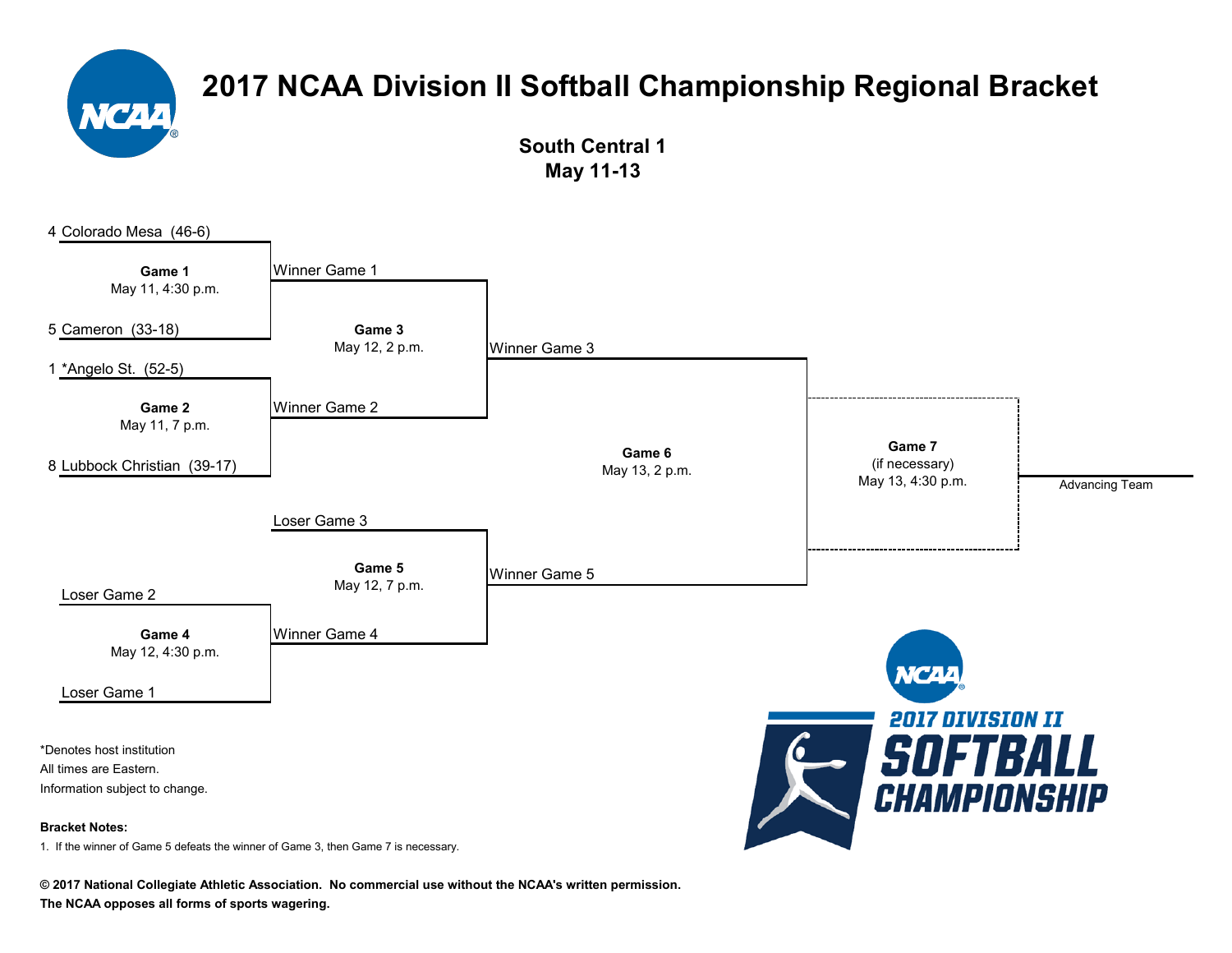# 2017 NCAA Division II Softball Championship Regional Bracket

## South Central 1
## May 11-13

**Game 1** – May 11, 4:30 p.m.
- 4 Colorado Mesa (46-6)
- 5 Cameron (33-18)

**Game 2** – May 11, 7 p.m.
- 1 *Angelo St. (52-5)
- 8 Lubbock Christian (39-17)

**Game 3** – May 12, 2 p.m.
- Winner Game 1
- Winner Game 2

**Game 4** – May 12, 4:30 p.m.
- Loser Game 2
- Loser Game 1

**Game 5** – May 12, 7 p.m.
- Loser Game 3
- Winner Game 4

**Game 6** – May 13, 2 p.m.
- Winner Game 3
- Winner Game 5

**Game 7** (if necessary) – May 13, 4:30 p.m.

Advancing Team

*Denotes host institution
All times are Eastern.
Information subject to change.

**Bracket Notes:**

1. If the winner of Game 5 defeats the winner of Game 3, then Game 7 is necessary.

**© 2017 National Collegiate Athletic Association. No commercial use without the NCAA's written permission.**
**The NCAA opposes all forms of sports wagering.**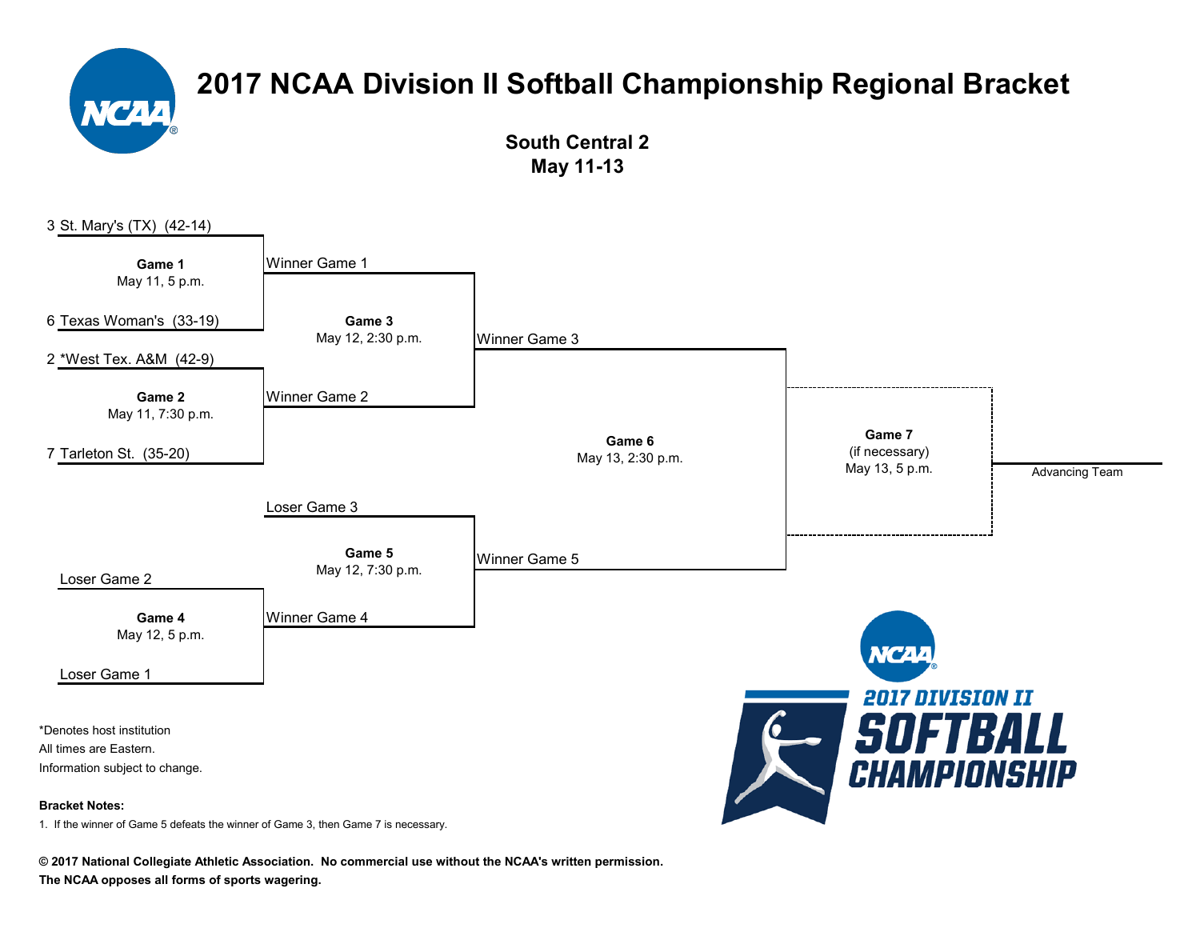# 2017 NCAA Division II Softball Championship Regional Bracket

## South Central 2
## May 11-13

**Game 1** — May 11, 5 p.m.
- 3 St. Mary's (TX) (42-14)
- 6 Texas Woman's (33-19)

**Game 2** — May 11, 7:30 p.m.
- 2 *West Tex. A&M (42-9)
- 7 Tarleton St. (35-20)

**Game 3** — May 12, 2:30 p.m.
- Winner Game 1
- Winner Game 2

**Game 4** — May 12, 5 p.m.
- Loser Game 2
- Loser Game 1

**Game 5** — May 12, 7:30 p.m.
- Loser Game 3
- Winner Game 4

**Game 6** — May 13, 2:30 p.m.
- Winner Game 3
- Winner Game 5

**Game 7** (if necessary) — May 13, 5 p.m.

Advancing Team

*Denotes host institution
All times are Eastern.
Information subject to change.

**Bracket Notes:**

1. If the winner of Game 5 defeats the winner of Game 3, then Game 7 is necessary.

2017 DIVISION II SOFTBALL CHAMPIONSHIP

**© 2017 National Collegiate Athletic Association. No commercial use without the NCAA's written permission.**
**The NCAA opposes all forms of sports wagering.**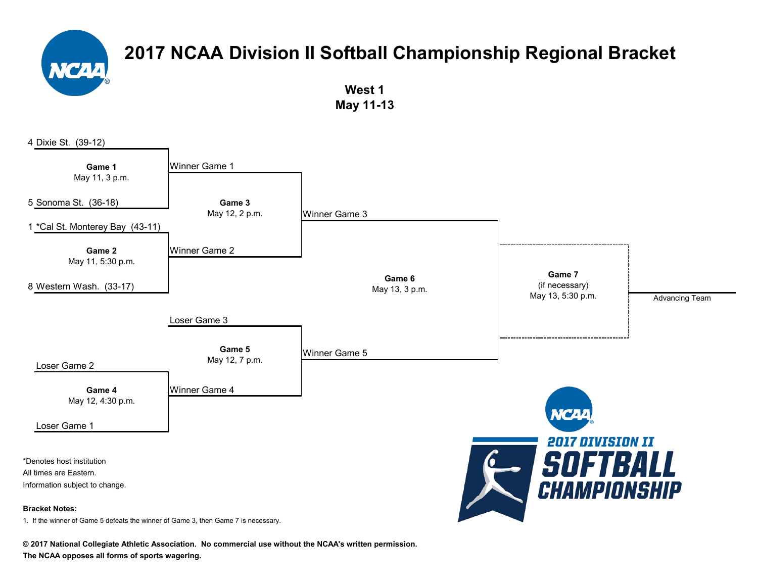# 2017 NCAA Division II Softball Championship Regional Bracket

**West 1**
**May 11-13**

4 Dixie St. (39-12)

**Game 1**
May 11, 3 p.m.

5 Sonoma St. (36-18)

1 *Cal St. Monterey Bay (43-11)

**Game 2**
May 11, 5:30 p.m.

8 Western Wash. (33-17)

Winner Game 1

**Game 3**
May 12, 2 p.m.

Winner Game 2

Winner Game 3

**Game 6**
May 13, 3 p.m.

**Game 7**
(if necessary)
May 13, 5:30 p.m.

Advancing Team

Loser Game 3

**Game 5**
May 12, 7 p.m.

Winner Game 5

Loser Game 2

**Game 4**
May 12, 4:30 p.m.

Winner Game 4

Loser Game 1

*Denotes host institution
All times are Eastern.
Information subject to change.

**Bracket Notes:**

1. If the winner of Game 5 defeats the winner of Game 3, then Game 7 is necessary.

**© 2017 National Collegiate Athletic Association. No commercial use without the NCAA's written permission.**
**The NCAA opposes all forms of sports wagering.**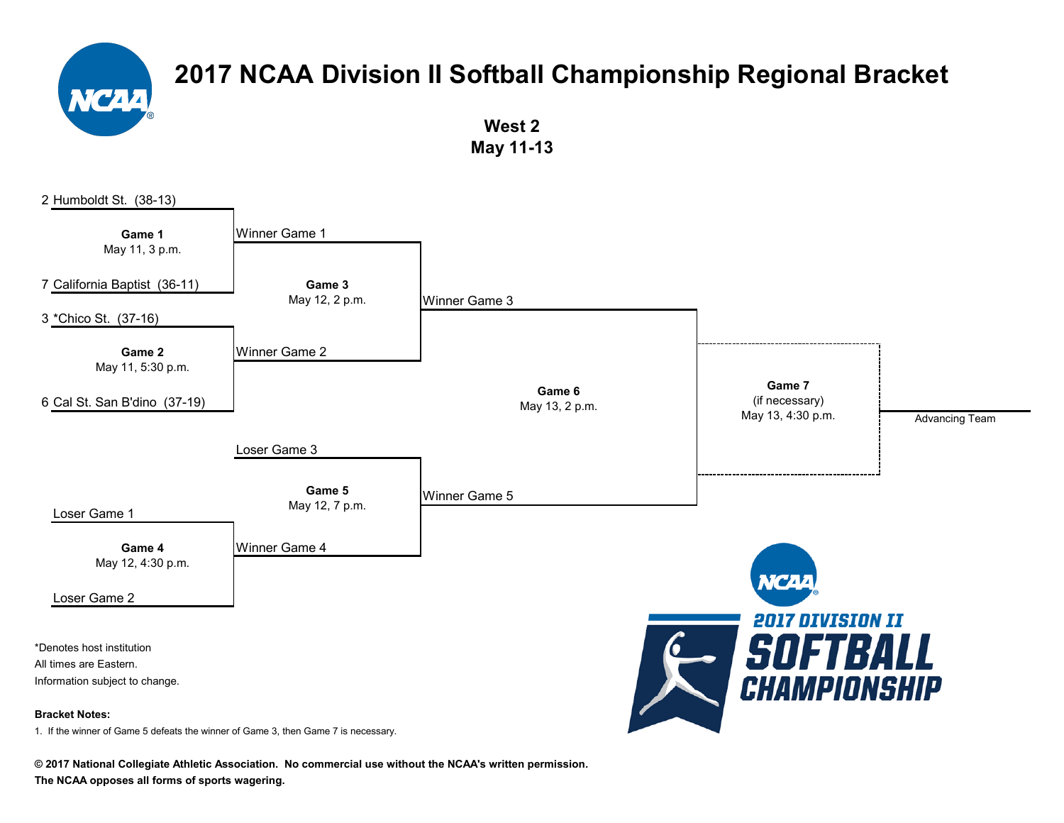# 2017 NCAA Division II Softball Championship Regional Bracket

**West 2**
**May 11-13**

2 Humboldt St. (38-13)

**Game 1**
May 11, 3 p.m.

7 California Baptist (36-11)

3 *Chico St. (37-16)

**Game 2**
May 11, 5:30 p.m.

6 Cal St. San B'dino (37-19)

Winner Game 1

**Game 3**
May 12, 2 p.m.

Winner Game 2

Winner Game 3

**Game 6**
May 13, 2 p.m.

**Game 7**
(if necessary)
May 13, 4:30 p.m.

Advancing Team

Loser Game 3

**Game 5**
May 12, 7 p.m.

Winner Game 5

Loser Game 1

**Game 4**
May 12, 4:30 p.m.

Winner Game 4

Loser Game 2

*Denotes host institution
All times are Eastern.
Information subject to change.

**Bracket Notes:**

1. If the winner of Game 5 defeats the winner of Game 3, then Game 7 is necessary.

2017 DIVISION II SOFTBALL CHAMPIONSHIP

**© 2017 National Collegiate Athletic Association. No commercial use without the NCAA's written permission.**
**The NCAA opposes all forms of sports wagering.**